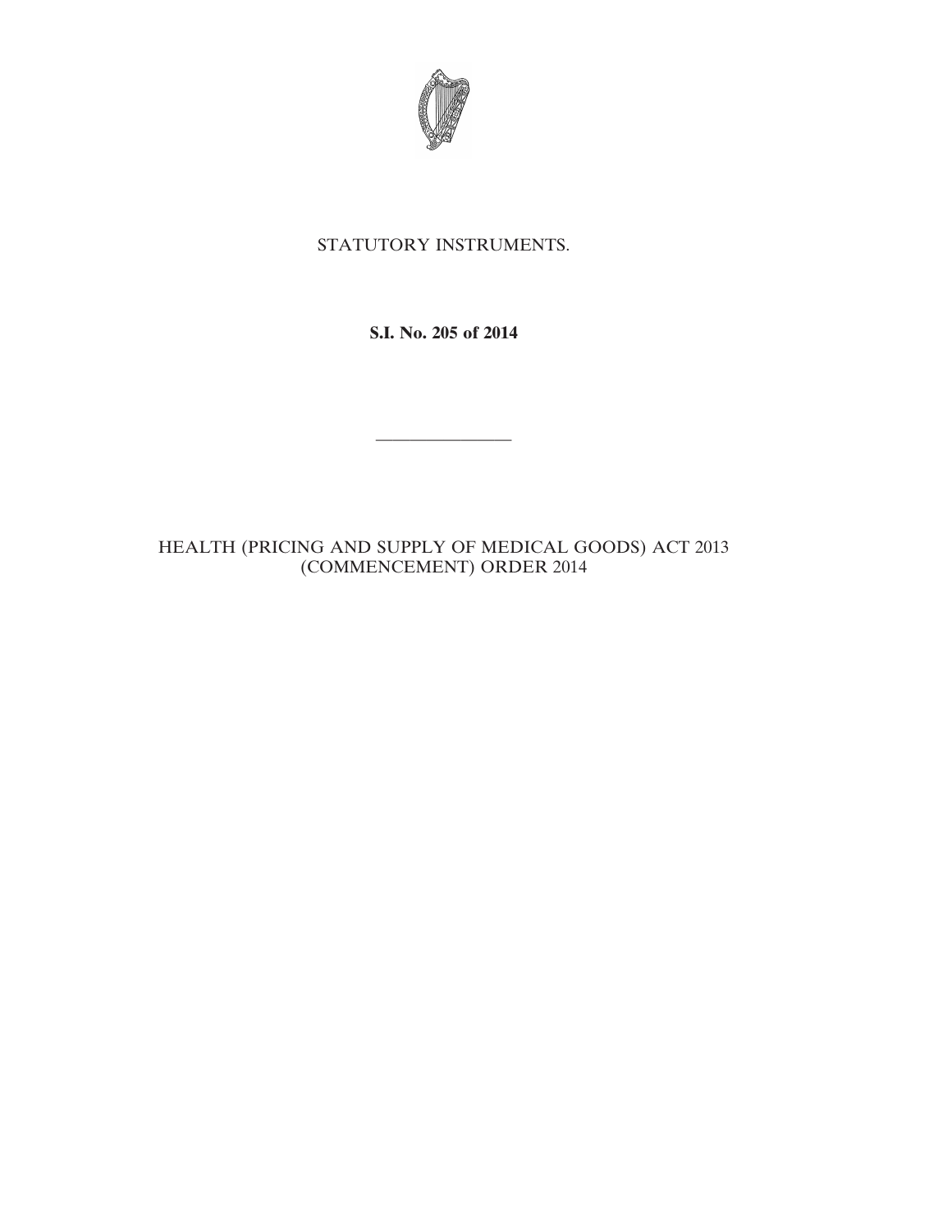STATUTORY INSTRUMENTS.

**S.I. No. 205 of 2014**

---

HEALTH (PRICING AND SUPPLY OF MEDICAL GOODS) ACT 2013 (COMMENCEMENT) ORDER 2014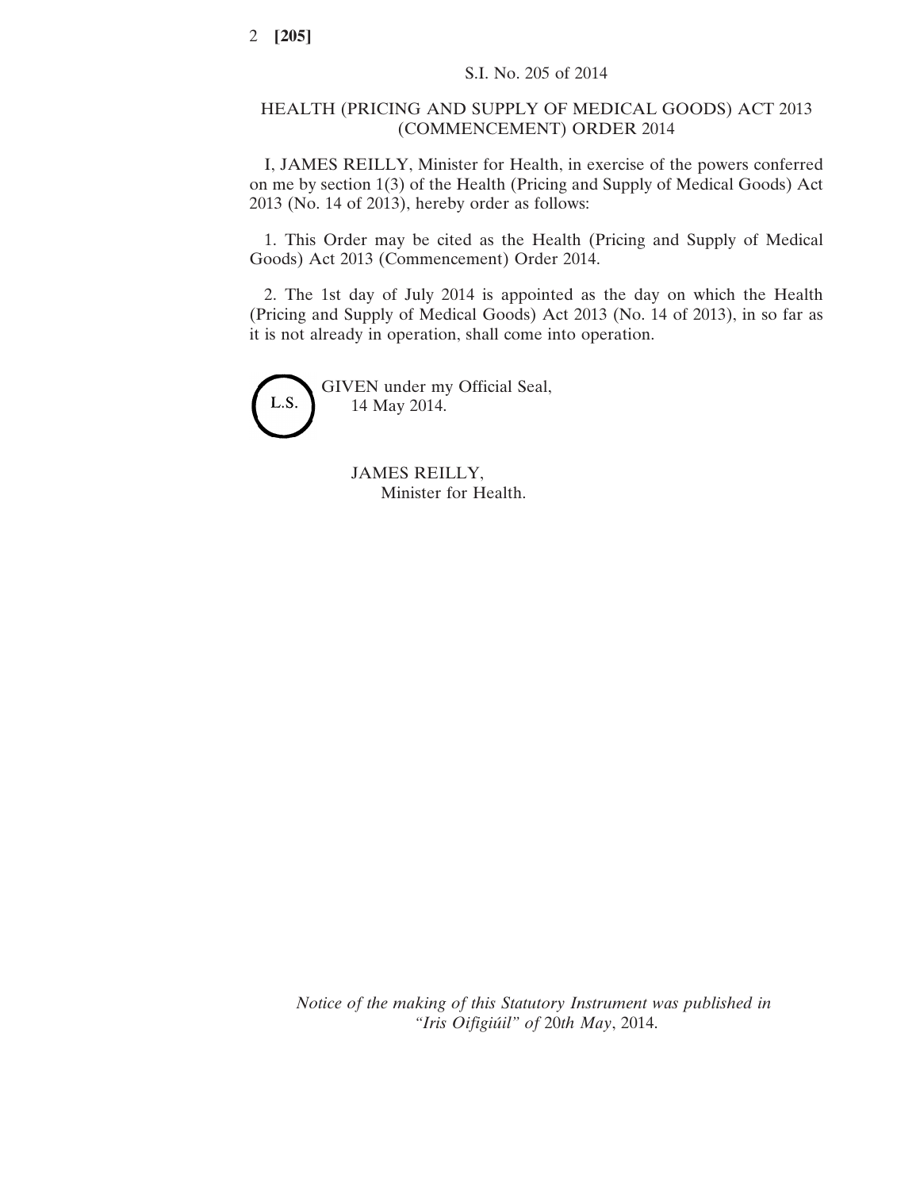S.I. No. 205 of 2014

# HEALTH (PRICING AND SUPPLY OF MEDICAL GOODS) ACT 2013 (COMMENCEMENT) ORDER 2014

I, JAMES REILLY, Minister for Health, in exercise of the powers conferred on me by section 1(3) of the Health (Pricing and Supply of Medical Goods) Act 2013 (No. 14 of 2013), hereby order as follows:

1. This Order may be cited as the Health (Pricing and Supply of Medical Goods) Act 2013 (Commencement) Order 2014.

2. The 1st day of July 2014 is appointed as the day on which the Health (Pricing and Supply of Medical Goods) Act 2013 (No. 14 of 2013), in so far as it is not already in operation, shall come into operation.

L.S.

GIVEN under my Official Seal,
14 May 2014.

JAMES REILLY,
Minister for Health.

*Notice of the making of this Statutory Instrument was published in "Iris Oifigiúil" of 20th May, 2014.*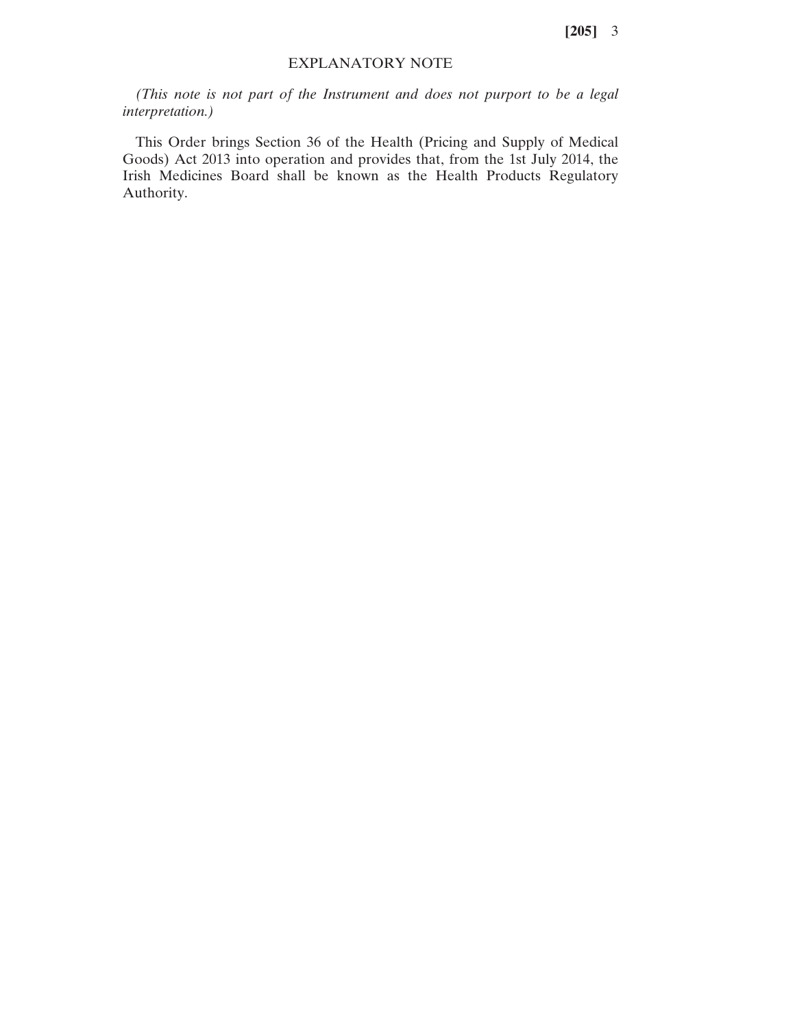## EXPLANATORY NOTE

*(This note is not part of the Instrument and does not purport to be a legal interpretation.)*

This Order brings Section 36 of the Health (Pricing and Supply of Medical Goods) Act 2013 into operation and provides that, from the 1st July 2014, the Irish Medicines Board shall be known as the Health Products Regulatory Authority.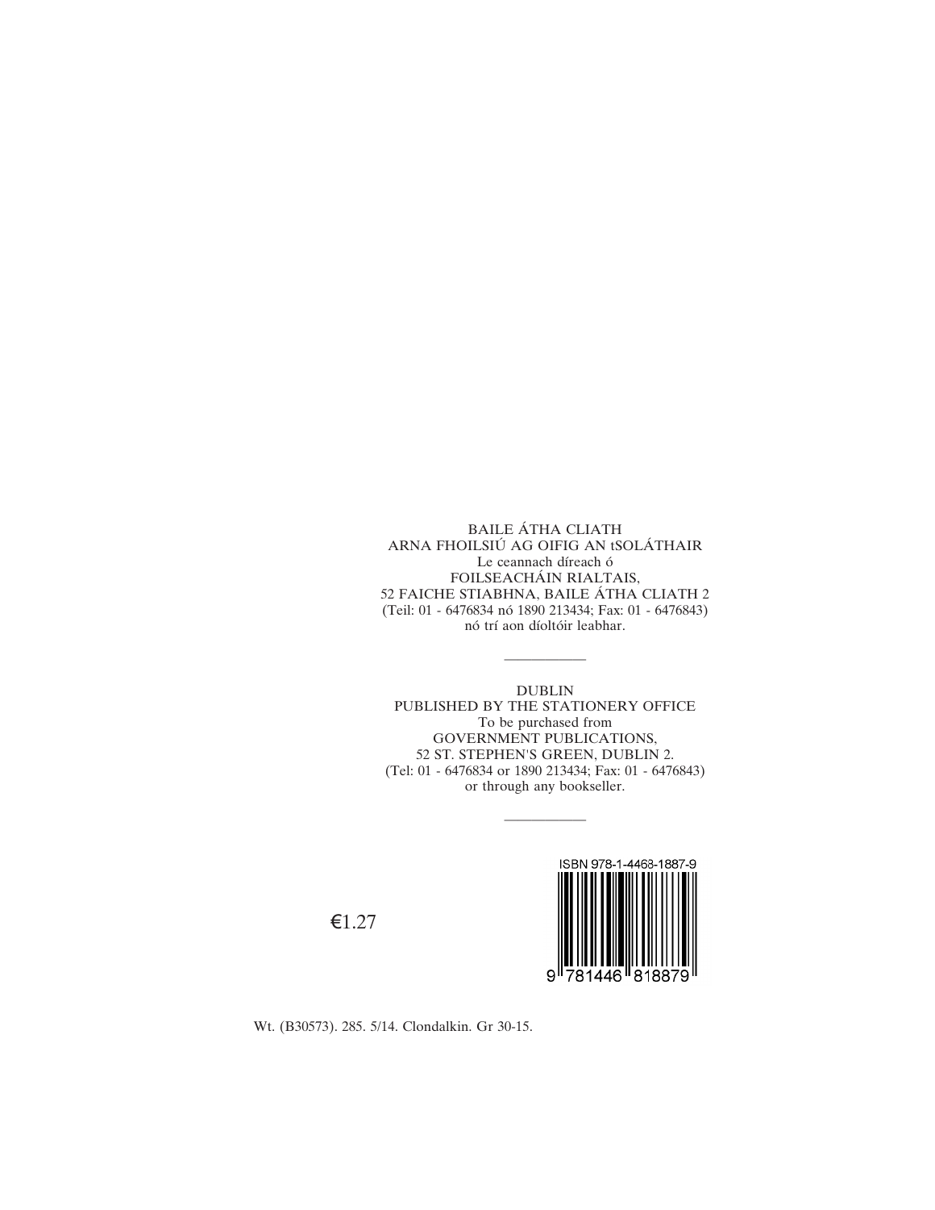BAILE ÁTHA CLIATH
ARNA FHOILSIÚ AG OIFIG AN tSOLÁTHAIR
Le ceannach díreach ó
FOILSEACHÁIN RIALTAIS,
52 FAICHE STIABHNA, BAILE ÁTHA CLIATH 2
(Teil: 01 - 6476834 nó 1890 213434; Fax: 01 - 6476843)
nó trí aon díoltóir leabhar.

---

DUBLIN
PUBLISHED BY THE STATIONERY OFFICE
To be purchased from
GOVERNMENT PUBLICATIONS,
52 ST. STEPHEN'S GREEN, DUBLIN 2.
(Tel: 01 - 6476834 or 1890 213434; Fax: 01 - 6476843)
or through any bookseller.

---

ISBN 978-1-4468-1887-9

9 781446 818879

€1.27

Wt. (B30573). 285. 5/14. Clondalkin. Gr 30-15.